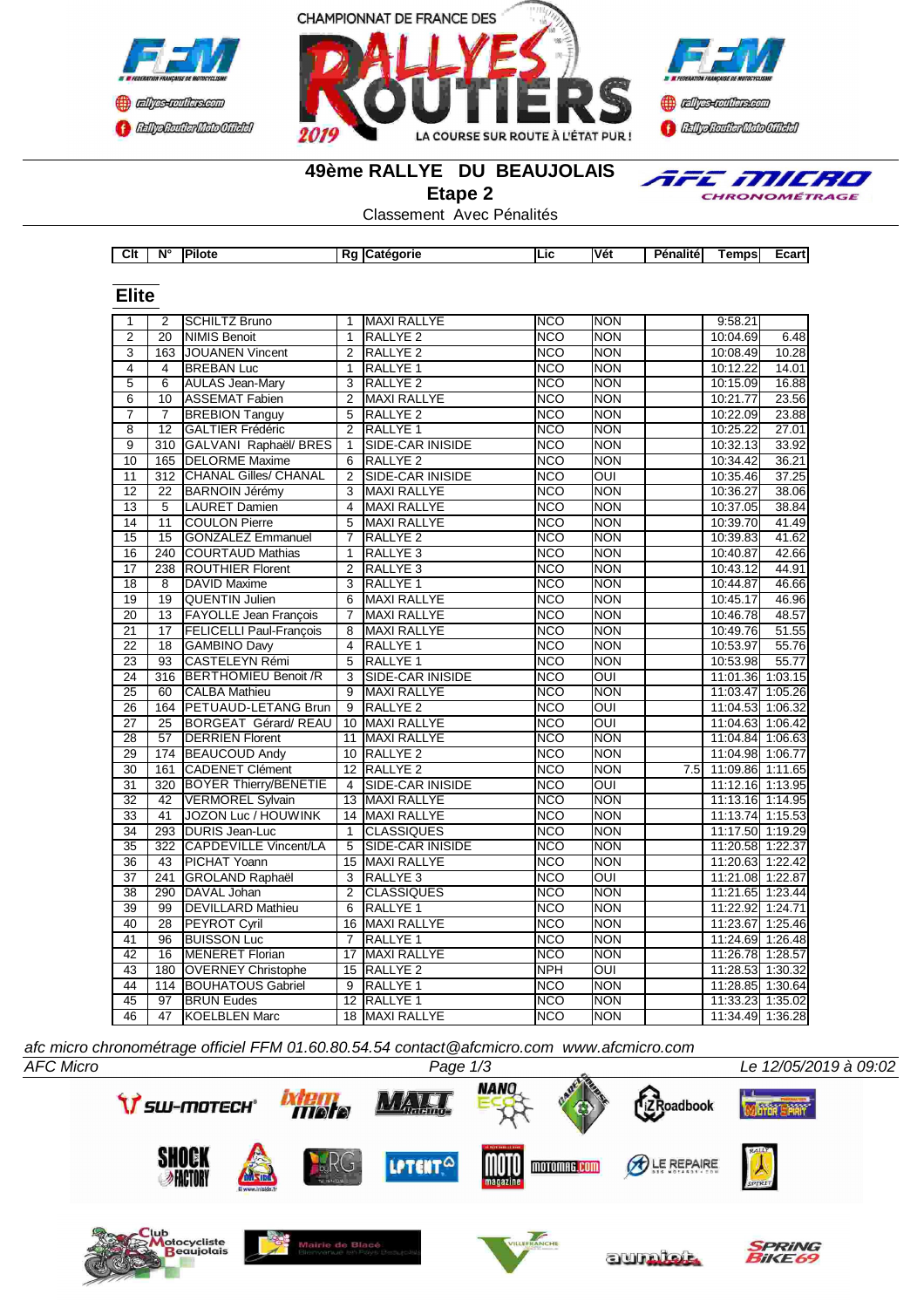CHAMPIONNAT DE FRANCE DES RALLYES ROUTIERS 2019

LA COURSE SUR ROUTE À L'ÉTAT PUR !

# 49ème RALLYE DU BEAUJOLAIS

## Etape 2

Classement Avec Pénalités

### Elite

| Clt | N° | Pilote | Rg | Catégorie | Lic | Vét | Pénalité | Temps | Ecart |
|---|---|---|---|---|---|---|---|---|---|
| 1 | 2 | SCHILTZ Bruno | 1 | MAXI RALLYE | NCO | NON | | 9:58.21 | |
| 2 | 20 | NIMIS Benoit | 1 | RALLYE 2 | NCO | NON | | 10:04.69 | 6.48 |
| 3 | 163 | JOUANEN Vincent | 2 | RALLYE 2 | NCO | NON | | 10:08.49 | 10.28 |
| 4 | 4 | BREBAN Luc | 1 | RALLYE 1 | NCO | NON | | 10:12.22 | 14.01 |
| 5 | 6 | AULAS Jean-Mary | 3 | RALLYE 2 | NCO | NON | | 10:15.09 | 16.88 |
| 6 | 10 | ASSEMAT Fabien | 2 | MAXI RALLYE | NCO | NON | | 10:21.77 | 23.56 |
| 7 | 7 | BREBION Tanguy | 5 | RALLYE 2 | NCO | NON | | 10:22.09 | 23.88 |
| 8 | 12 | GALTIER Frédéric | 2 | RALLYE 1 | NCO | NON | | 10:25.22 | 27.01 |
| 9 | 310 | GALVANI Raphaël/ BRES | 1 | SIDE-CAR INISIDE | NCO | NON | | 10:32.13 | 33.92 |
| 10 | 165 | DELORME Maxime | 6 | RALLYE 2 | NCO | NON | | 10:34.42 | 36.21 |
| 11 | 312 | CHANAL Gilles/ CHANAL | 2 | SIDE-CAR INISIDE | NCO | OUI | | 10:35.46 | 37.25 |
| 12 | 22 | BARNOIN Jérémy | 3 | MAXI RALLYE | NCO | NON | | 10:36.27 | 38.06 |
| 13 | 5 | LAURET Damien | 4 | MAXI RALLYE | NCO | NON | | 10:37.05 | 38.84 |
| 14 | 11 | COULON Pierre | 5 | MAXI RALLYE | NCO | NON | | 10:39.70 | 41.49 |
| 15 | 15 | GONZALEZ Emmanuel | 7 | RALLYE 2 | NCO | NON | | 10:39.83 | 41.62 |
| 16 | 240 | COURTAUD Mathias | 1 | RALLYE 3 | NCO | NON | | 10:40.87 | 42.66 |
| 17 | 238 | ROUTHIER Florent | 2 | RALLYE 3 | NCO | NON | | 10:43.12 | 44.91 |
| 18 | 8 | DAVID Maxime | 3 | RALLYE 1 | NCO | NON | | 10:44.87 | 46.66 |
| 19 | 19 | QUENTIN Julien | 6 | MAXI RALLYE | NCO | NON | | 10:45.17 | 46.96 |
| 20 | 13 | FAYOLLE Jean François | 7 | MAXI RALLYE | NCO | NON | | 10:46.78 | 48.57 |
| 21 | 17 | FELICELLI Paul-François | 8 | MAXI RALLYE | NCO | NON | | 10:49.76 | 51.55 |
| 22 | 18 | GAMBINO Davy | 4 | RALLYE 1 | NCO | NON | | 10:53.97 | 55.76 |
| 23 | 93 | CASTELEYN Rémi | 5 | RALLYE 1 | NCO | NON | | 10:53.98 | 55.77 |
| 24 | 316 | BERTHOMIEU Benoit /R | 3 | SIDE-CAR INISIDE | NCO | OUI | | 11:01.36 | 1:03.15 |
| 25 | 60 | CALBA Mathieu | 9 | MAXI RALLYE | NCO | NON | | 11:03.47 | 1:05.26 |
| 26 | 164 | PETUAUD-LETANG Brun | 9 | RALLYE 2 | NCO | OUI | | 11:04.53 | 1:06.32 |
| 27 | 25 | BORGEAT Gérard/ REAU | 10 | MAXI RALLYE | NCO | OUI | | 11:04.63 | 1:06.42 |
| 28 | 57 | DERRIEN Florent | 11 | MAXI RALLYE | NCO | NON | | 11:04.84 | 1:06.63 |
| 29 | 174 | BEAUCOUD Andy | 10 | RALLYE 2 | NCO | NON | | 11:04.98 | 1:06.77 |
| 30 | 161 | CADENET Clément | 12 | RALLYE 2 | NCO | NON | 7.5 | 11:09.86 | 1:11.65 |
| 31 | 320 | BOYER Thierry/BENETIE | 4 | SIDE-CAR INISIDE | NCO | OUI | | 11:12.16 | 1:13.95 |
| 32 | 42 | VERMOREL Sylvain | 13 | MAXI RALLYE | NCO | NON | | 11:13.16 | 1:14.95 |
| 33 | 41 | JOZON Luc / HOUWINK | 14 | MAXI RALLYE | NCO | NON | | 11:13.74 | 1:15.53 |
| 34 | 293 | DURIS Jean-Luc | 1 | CLASSIQUES | NCO | NON | | 11:17.50 | 1:19.29 |
| 35 | 322 | CAPDEVILLE Vincent/LA | 5 | SIDE-CAR INISIDE | NCO | NON | | 11:20.58 | 1:22.37 |
| 36 | 43 | PICHAT Yoann | 15 | MAXI RALLYE | NCO | NON | | 11:20.63 | 1:22.42 |
| 37 | 241 | GROLAND Raphaël | 3 | RALLYE 3 | NCO | OUI | | 11:21.08 | 1:22.87 |
| 38 | 290 | DAVAL Johan | 2 | CLASSIQUES | NCO | NON | | 11:21.65 | 1:23.44 |
| 39 | 99 | DEVILLARD Mathieu | 6 | RALLYE 1 | NCO | NON | | 11:22.92 | 1:24.71 |
| 40 | 28 | PEYROT Cyril | 16 | MAXI RALLYE | NCO | NON | | 11:23.67 | 1:25.46 |
| 41 | 96 | BUISSON Luc | 7 | RALLYE 1 | NCO | NON | | 11:24.69 | 1:26.48 |
| 42 | 16 | MENERET Florian | 17 | MAXI RALLYE | NCO | NON | | 11:26.78 | 1:28.57 |
| 43 | 180 | OVERNEY Christophe | 15 | RALLYE 2 | NPH | OUI | | 11:28.53 | 1:30.32 |
| 44 | 114 | BOUHATOUS Gabriel | 9 | RALLYE 1 | NCO | NON | | 11:28.85 | 1:30.64 |
| 45 | 97 | BRUN Eudes | 12 | RALLYE 1 | NCO | NON | | 11:33.23 | 1:35.02 |
| 46 | 47 | KOELBLEN Marc | 18 | MAXI RALLYE | NCO | NON | | 11:34.49 | 1:36.28 |

*afc micro chronométrage officiel FFM 01.60.80.54.54 contact@afcmicro.com www.afcmicro.com*

*AFC Micro* | *Le 12/05/2019 à 09:02*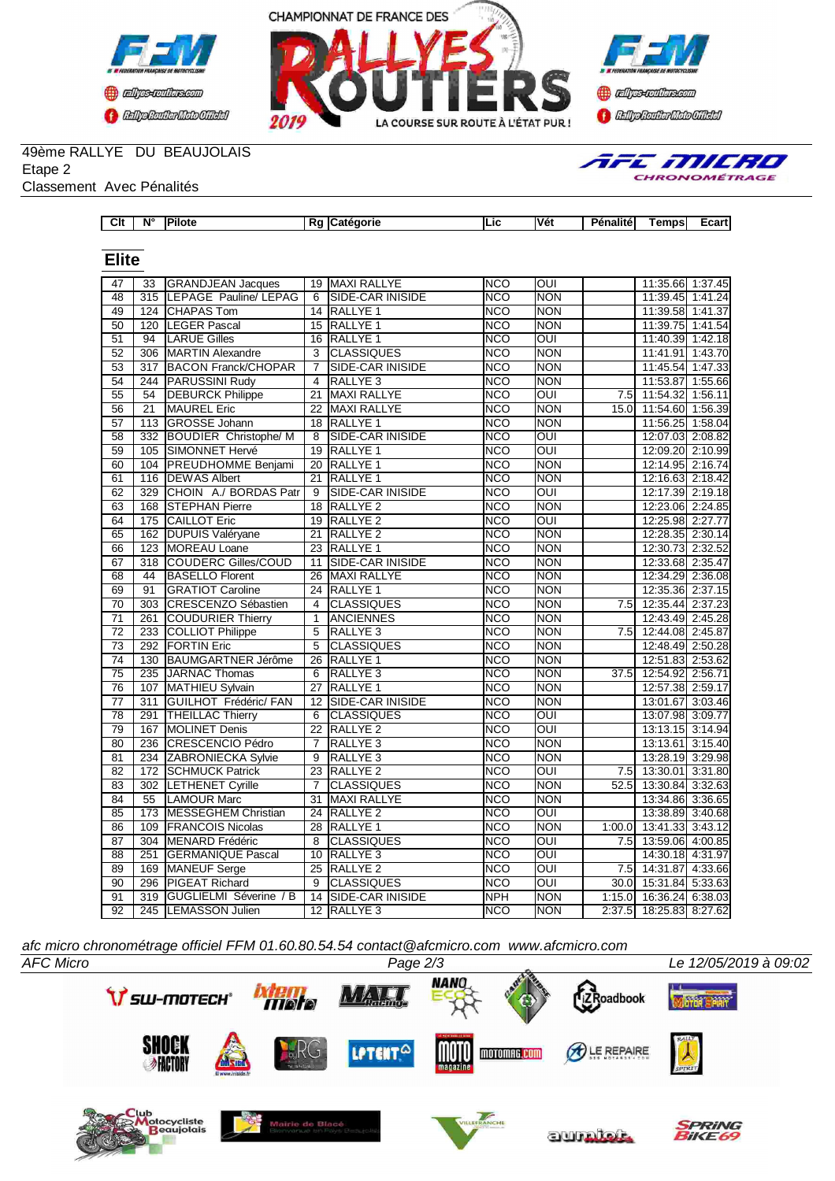CHAMPIONNAT DE FRANCE DES RALLYES ROUTIERS 2019

49ème RALLYE DU BEAUJOLAIS
Etape 2
Classement Avec Pénalités

| Clt | N° | Pilote | Rg | Catégorie | Lic | Vét | Pénalité | Temps | Ecart |
|---|---|---|---|---|---|---|---|---|---|
| **Elite** | | | | | | | | | |
| 47 | 33 | GRANDJEAN Jacques | 19 | MAXI RALLYE | NCO | OUI | | 11:35.66 | 1:37.45 |
| 48 | 315 | LEPAGE Pauline/ LEPAG | 6 | SIDE-CAR INISIDE | NCO | NON | | 11:39.45 | 1:41.24 |
| 49 | 124 | CHAPAS Tom | 14 | RALLYE 1 | NCO | NON | | 11:39.58 | 1:41.37 |
| 50 | 120 | LEGER Pascal | 15 | RALLYE 1 | NCO | NON | | 11:39.75 | 1:41.54 |
| 51 | 94 | LARUE Gilles | 16 | RALLYE 1 | NCO | OUI | | 11:40.39 | 1:42.18 |
| 52 | 306 | MARTIN Alexandre | 3 | CLASSIQUES | NCO | NON | | 11:41.91 | 1:43.70 |
| 53 | 317 | BACON Franck/CHOPAR | 7 | SIDE-CAR INISIDE | NCO | NON | | 11:45.54 | 1:47.33 |
| 54 | 244 | PARUSSINI Rudy | 4 | RALLYE 3 | NCO | NON | | 11:53.87 | 1:55.66 |
| 55 | 54 | DEBURCK Philippe | 21 | MAXI RALLYE | NCO | OUI | 7.5 | 11:54.32 | 1:56.11 |
| 56 | 21 | MAUREL Eric | 22 | MAXI RALLYE | NCO | NON | 15.0 | 11:54.60 | 1:56.39 |
| 57 | 113 | GROSSE Johann | 18 | RALLYE 1 | NCO | NON | | 11:56.25 | 1:58.04 |
| 58 | 332 | BOUDIER Christophe/ M | 8 | SIDE-CAR INISIDE | NCO | OUI | | 12:07.03 | 2:08.82 |
| 59 | 105 | SIMONNET Hervé | 19 | RALLYE 1 | NCO | OUI | | 12:09.20 | 2:10.99 |
| 60 | 104 | PREUDHOMME Benjami | 20 | RALLYE 1 | NCO | NON | | 12:14.95 | 2:16.74 |
| 61 | 116 | DEWAS Albert | 21 | RALLYE 1 | NCO | NON | | 12:16.63 | 2:18.42 |
| 62 | 329 | CHOIN A./ BORDAS Patr | 9 | SIDE-CAR INISIDE | NCO | OUI | | 12:17.39 | 2:19.18 |
| 63 | 168 | STEPHAN Pierre | 18 | RALLYE 2 | NCO | NON | | 12:23.06 | 2:24.85 |
| 64 | 175 | CAILLOT Eric | 19 | RALLYE 2 | NCO | OUI | | 12:25.98 | 2:27.77 |
| 65 | 162 | DUPUIS Valéryane | 21 | RALLYE 2 | NCO | NON | | 12:28.35 | 2:30.14 |
| 66 | 123 | MOREAU Loane | 23 | RALLYE 1 | NCO | NON | | 12:30.73 | 2:32.52 |
| 67 | 318 | COUDERC Gilles/COUD | 11 | SIDE-CAR INISIDE | NCO | NON | | 12:33.68 | 2:35.47 |
| 68 | 44 | BASELLO Florent | 26 | MAXI RALLYE | NCO | NON | | 12:34.29 | 2:36.08 |
| 69 | 91 | GRATIOT Caroline | 24 | RALLYE 1 | NCO | NON | | 12:35.36 | 2:37.15 |
| 70 | 303 | CRESCENZO Sébastien | 4 | CLASSIQUES | NCO | NON | 7.5 | 12:35.44 | 2:37.23 |
| 71 | 261 | COUDURIER Thierry | 1 | ANCIENNES | NCO | NON | | 12:43.49 | 2:45.28 |
| 72 | 233 | COLLIOT Philippe | 5 | RALLYE 3 | NCO | NON | 7.5 | 12:44.08 | 2:45.87 |
| 73 | 292 | FORTIN Eric | 5 | CLASSIQUES | NCO | NON | | 12:48.49 | 2:50.28 |
| 74 | 130 | BAUMGARTNER Jérôme | 26 | RALLYE 1 | NCO | NON | | 12:51.83 | 2:53.62 |
| 75 | 235 | JARNAC Thomas | 6 | RALLYE 3 | NCO | NON | 37.5 | 12:54.92 | 2:56.71 |
| 76 | 107 | MATHIEU Sylvain | 27 | RALLYE 1 | NCO | NON | | 12:57.38 | 2:59.17 |
| 77 | 311 | GUILHOT Frédéric/ FAN | 12 | SIDE-CAR INISIDE | NCO | NON | | 13:01.67 | 3:03.46 |
| 78 | 291 | THEILLAC Thierry | 6 | CLASSIQUES | NCO | OUI | | 13:07.98 | 3:09.77 |
| 79 | 167 | MOLINET Denis | 22 | RALLYE 2 | NCO | OUI | | 13:13.15 | 3:14.94 |
| 80 | 236 | CRESCENCIO Pédro | 7 | RALLYE 3 | NCO | NON | | 13:13.61 | 3:15.40 |
| 81 | 234 | ZABRONIECKA Sylvie | 9 | RALLYE 3 | NCO | NON | | 13:28.19 | 3:29.98 |
| 82 | 172 | SCHMUCK Patrick | 23 | RALLYE 2 | NCO | OUI | 7.5 | 13:30.01 | 3:31.80 |
| 83 | 302 | LETHENET Cyrille | 7 | CLASSIQUES | NCO | NON | 52.5 | 13:30.84 | 3:32.63 |
| 84 | 55 | LAMOUR Marc | 31 | MAXI RALLYE | NCO | NON | | 13:34.86 | 3:36.65 |
| 85 | 173 | MESSEGHEM Christian | 24 | RALLYE 2 | NCO | OUI | | 13:38.89 | 3:40.68 |
| 86 | 109 | FRANCOIS Nicolas | 28 | RALLYE 1 | NCO | NON | 1:00.0 | 13:41.33 | 3:43.12 |
| 87 | 304 | MENARD Frédéric | 8 | CLASSIQUES | NCO | OUI | 7.5 | 13:59.06 | 4:00.85 |
| 88 | 251 | GERMANIQUE Pascal | 10 | RALLYE 3 | NCO | OUI | | 14:30.18 | 4:31.97 |
| 89 | 169 | MANEUF Serge | 25 | RALLYE 2 | NCO | OUI | 7.5 | 14:31.87 | 4:33.66 |
| 90 | 296 | PIGEAT Richard | 9 | CLASSIQUES | NCO | OUI | 30.0 | 15:31.84 | 5:33.63 |
| 91 | 319 | GUGLIELMI Séverine / B | 14 | SIDE-CAR INISIDE | NPH | NON | 1:15.0 | 16:36.24 | 6:38.03 |
| 92 | 245 | LEMASSON Julien | 12 | RALLYE 3 | NCO | NON | 2:37.5 | 18:25.83 | 8:27.62 |

*afc micro chronométrage officiel FFM 01.60.80.54.54 contact@afcmicro.com www.afcmicro.com*

*AFC Micro* — Le 12/05/2019 à 09:02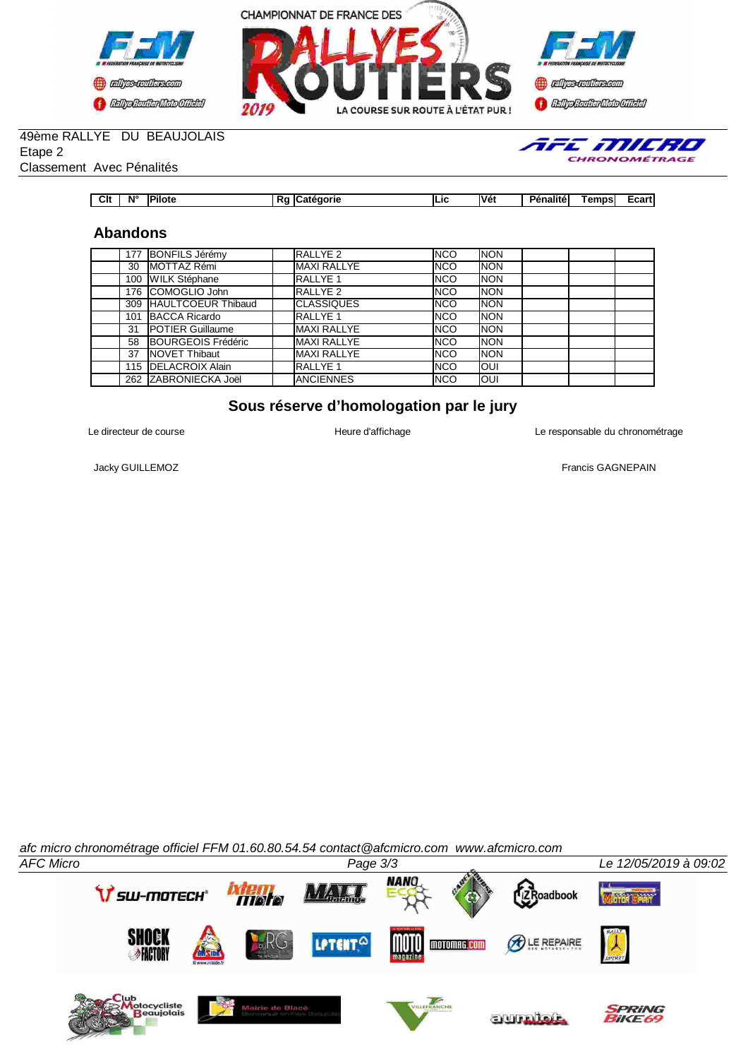49ème RALLYE DU BEAUJOLAIS
Etape 2
Classement Avec Pénalités

## Abandons

| Clt | N° | Pilote | Rg | Catégorie | Lic | Vét | Pénalité | Temps | Ecart |
|---|---|---|---|---|---|---|---|---|---|
| | 177 | BONFILS Jérémy | | RALLYE 2 | NCO | NON | | | |
| | 30 | MOTTAZ Rémi | | MAXI RALLYE | NCO | NON | | | |
| | 100 | WILK Stéphane | | RALLYE 1 | NCO | NON | | | |
| | 176 | COMOGLIO John | | RALLYE 2 | NCO | NON | | | |
| | 309 | HAULTCOEUR Thibaud | | CLASSIQUES | NCO | NON | | | |
| | 101 | BACCA Ricardo | | RALLYE 1 | NCO | NON | | | |
| | 31 | POTIER Guillaume | | MAXI RALLYE | NCO | NON | | | |
| | 58 | BOURGEOIS Frédéric | | MAXI RALLYE | NCO | NON | | | |
| | 37 | NOVET Thibaut | | MAXI RALLYE | NCO | NON | | | |
| | 115 | DELACROIX Alain | | RALLYE 1 | NCO | OUI | | | |
| | 262 | ZABRONIECKA Joël | | ANCIENNES | NCO | OUI | | | |

## Sous réserve d'homologation par le jury

Le directeur de course

Heure d'affichage

Le responsable du chronométrage

Jacky GUILLEMOZ

Francis GAGNEPAIN

*afc micro chronométrage officiel FFM 01.60.80.54.54 contact@afcmicro.com www.afcmicro.com*

*AFC Micro* *Le 12/05/2019 à 09:02*